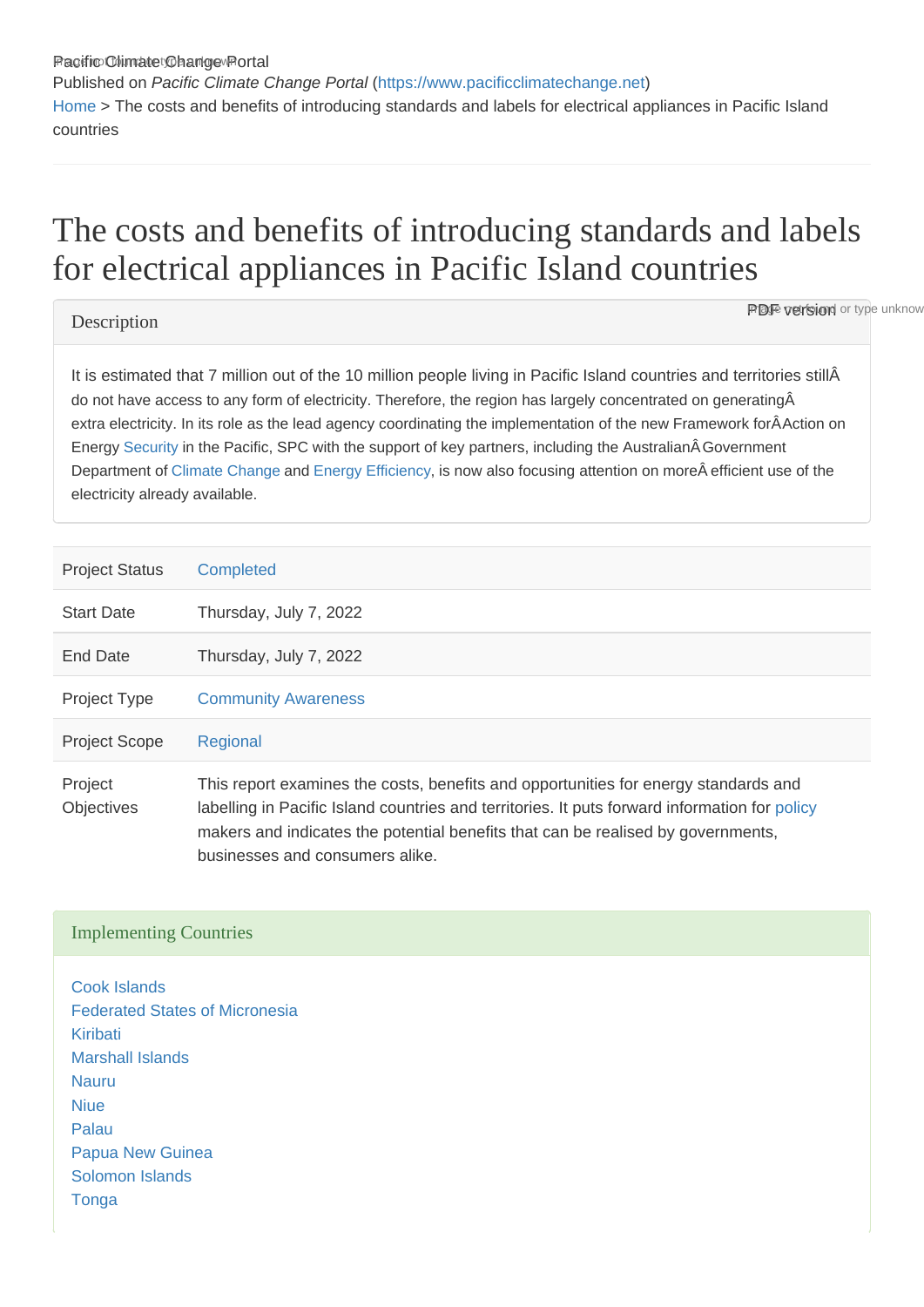Pacific Climate Change Portal
Published on *Pacific Climate Change Portal* (https://www.pacificclimatechange.net)
Home > The costs and benefits of introducing standards and labels for electrical appliances in Pacific Island countries

# The costs and benefits of introducing standards and labels for electrical appliances in Pacific Island countries

PDF version

## Description

It is estimated that 7 million out of the 10 million people living in Pacific Island countries and territories stillÂ do not have access to any form of electricity. Therefore, the region has largely concentrated on generatingÂ extra electricity. In its role as the lead agency coordinating the implementation of the new Framework forÂ Action on Energy Security in the Pacific, SPC with the support of key partners, including the AustralianÂ Government Department of Climate Change and Energy Efficiency, is now also focusing attention on moreÂ efficient use of the electricity already available.

| | |
|---|---|
| Project Status | Completed |
| Start Date | Thursday, July 7, 2022 |
| End Date | Thursday, July 7, 2022 |
| Project Type | Community Awareness |
| Project Scope | Regional |
| Project Objectives | This report examines the costs, benefits and opportunities for energy standards and labelling in Pacific Island countries and territories. It puts forward information for policy makers and indicates the potential benefits that can be realised by governments, businesses and consumers alike. |

## Implementing Countries

Cook Islands
Federated States of Micronesia
Kiribati
Marshall Islands
Nauru
Niue
Palau
Papua New Guinea
Solomon Islands
Tonga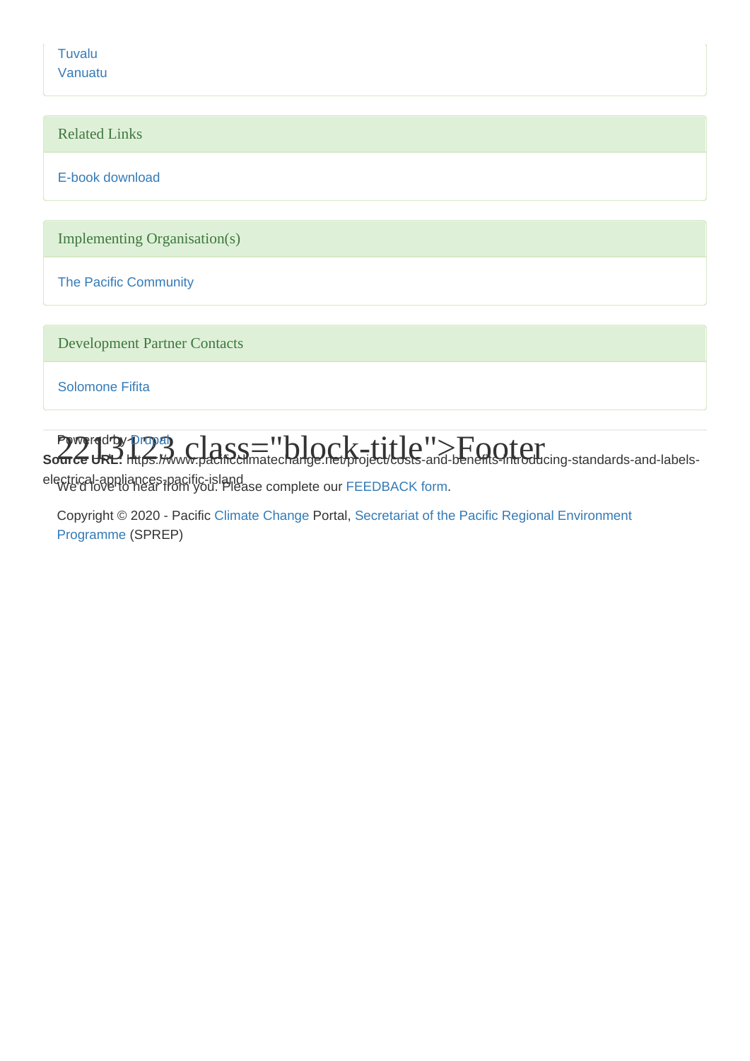Tuvalu
Vanuatu

### Related Links

E-book download

### Implementing Organisation(s)

The Pacific Community

### Development Partner Contacts

Solomone Fifita

2213123 class="block-title">Footer

Powered by Drupal

**Source URL:** https://www.pacificclimatechange.net/project/costs-and-benefits-introducing-standards-and-labels-electrical-appliances-pacific-island

We'd love to hear from you. Please complete our FEEDBACK form.

Copyright © 2020 - Pacific Climate Change Portal, Secretariat of the Pacific Regional Environment Programme (SPREP)